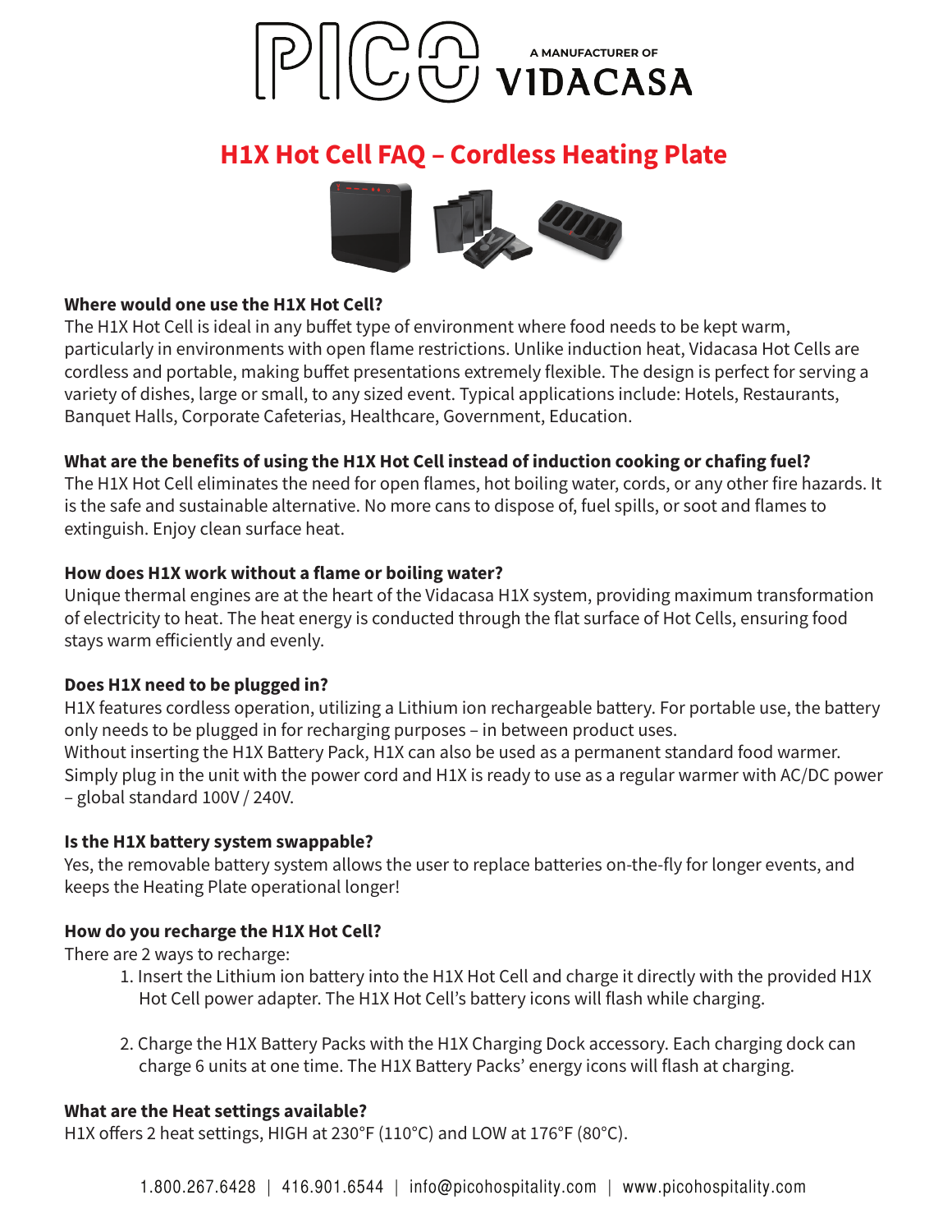PICO A MANUFACTURER OF VIDACASA

# H1X Hot Cell FAQ – Cordless Heating Plate

**Where would one use the H1X Hot Cell?**
The H1X Hot Cell is ideal in any buffet type of environment where food needs to be kept warm, particularly in environments with open flame restrictions. Unlike induction heat, Vidacasa Hot Cells are cordless and portable, making buffet presentations extremely flexible. The design is perfect for serving a variety of dishes, large or small, to any sized event. Typical applications include: Hotels, Restaurants, Banquet Halls, Corporate Cafeterias, Healthcare, Government, Education.

**What are the benefits of using the H1X Hot Cell instead of induction cooking or chafing fuel?**
The H1X Hot Cell eliminates the need for open flames, hot boiling water, cords, or any other fire hazards. It is the safe and sustainable alternative. No more cans to dispose of, fuel spills, or soot and flames to extinguish. Enjoy clean surface heat.

**How does H1X work without a flame or boiling water?**
Unique thermal engines are at the heart of the Vidacasa H1X system, providing maximum transformation of electricity to heat. The heat energy is conducted through the flat surface of Hot Cells, ensuring food stays warm efficiently and evenly.

**Does H1X need to be plugged in?**
H1X features cordless operation, utilizing a Lithium ion rechargeable battery. For portable use, the battery only needs to be plugged in for recharging purposes – in between product uses.
Without inserting the H1X Battery Pack, H1X can also be used as a permanent standard food warmer. Simply plug in the unit with the power cord and H1X is ready to use as a regular warmer with AC/DC power – global standard 100V / 240V.

**Is the H1X battery system swappable?**
Yes, the removable battery system allows the user to replace batteries on-the-fly for longer events, and keeps the Heating Plate operational longer!

**How do you recharge the H1X Hot Cell?**
There are 2 ways to recharge:

1. Insert the Lithium ion battery into the H1X Hot Cell and charge it directly with the provided H1X Hot Cell power adapter. The H1X Hot Cell's battery icons will flash while charging.

2. Charge the H1X Battery Packs with the H1X Charging Dock accessory. Each charging dock can charge 6 units at one time. The H1X Battery Packs' energy icons will flash at charging.

**What are the Heat settings available?**
H1X offers 2 heat settings, HIGH at 230°F (110°C) and LOW at 176°F (80°C).

1.800.267.6428 | 416.901.6544 | info@picohospitality.com | www.picohospitality.com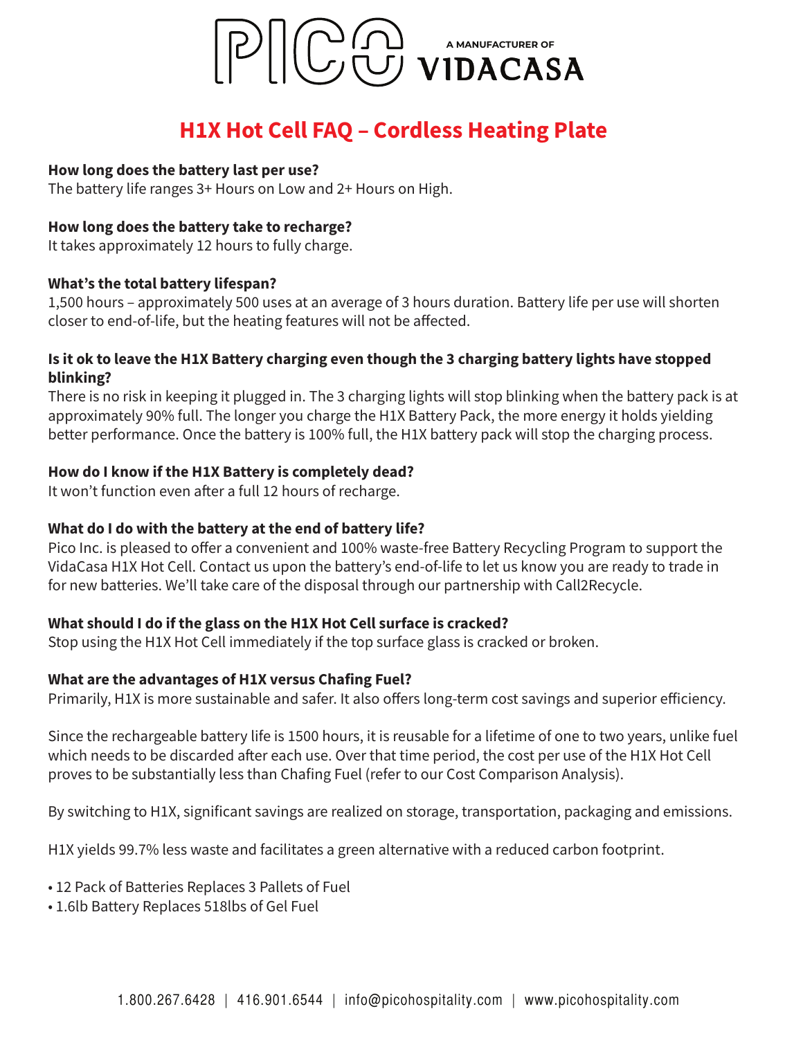# H1X Hot Cell FAQ – Cordless Heating Plate

**How long does the battery last per use?**
The battery life ranges 3+ Hours on Low and 2+ Hours on High.

**How long does the battery take to recharge?**
It takes approximately 12 hours to fully charge.

**What's the total battery lifespan?**
1,500 hours – approximately 500 uses at an average of 3 hours duration. Battery life per use will shorten closer to end-of-life, but the heating features will not be affected.

**Is it ok to leave the H1X Battery charging even though the 3 charging battery lights have stopped blinking?**
There is no risk in keeping it plugged in. The 3 charging lights will stop blinking when the battery pack is at approximately 90% full. The longer you charge the H1X Battery Pack, the more energy it holds yielding better performance. Once the battery is 100% full, the H1X battery pack will stop the charging process.

**How do I know if the H1X Battery is completely dead?**
It won't function even after a full 12 hours of recharge.

**What do I do with the battery at the end of battery life?**
Pico Inc. is pleased to offer a convenient and 100% waste-free Battery Recycling Program to support the VidaCasa H1X Hot Cell. Contact us upon the battery's end-of-life to let us know you are ready to trade in for new batteries. We'll take care of the disposal through our partnership with Call2Recycle.

**What should I do if the glass on the H1X Hot Cell surface is cracked?**
Stop using the H1X Hot Cell immediately if the top surface glass is cracked or broken.

**What are the advantages of H1X versus Chafing Fuel?**
Primarily, H1X is more sustainable and safer. It also offers long-term cost savings and superior efficiency.

Since the rechargeable battery life is 1500 hours, it is reusable for a lifetime of one to two years, unlike fuel which needs to be discarded after each use. Over that time period, the cost per use of the H1X Hot Cell proves to be substantially less than Chafing Fuel (refer to our Cost Comparison Analysis).

By switching to H1X, significant savings are realized on storage, transportation, packaging and emissions.

H1X yields 99.7% less waste and facilitates a green alternative with a reduced carbon footprint.

- 12 Pack of Batteries Replaces 3 Pallets of Fuel
- 1.6lb Battery Replaces 518lbs of Gel Fuel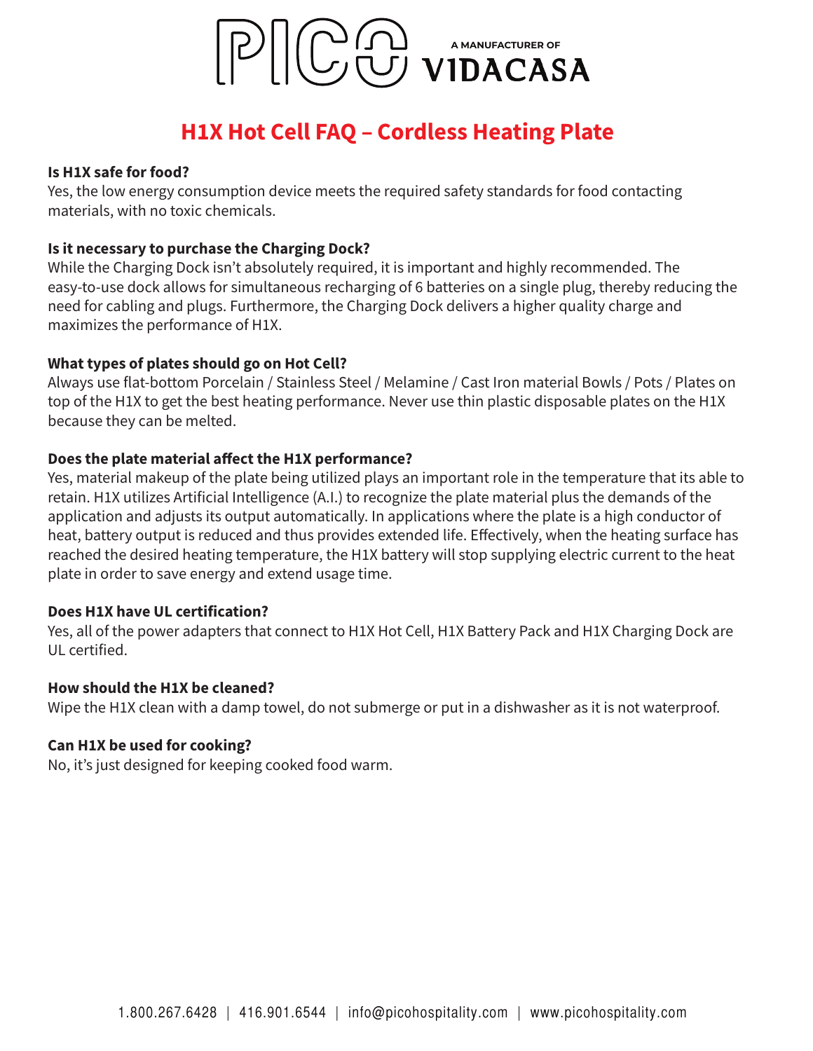PICO A MANUFACTURER OF VIDACASA

# H1X Hot Cell FAQ – Cordless Heating Plate

**Is H1X safe for food?**
Yes, the low energy consumption device meets the required safety standards for food contacting materials, with no toxic chemicals.

**Is it necessary to purchase the Charging Dock?**
While the Charging Dock isn't absolutely required, it is important and highly recommended. The easy-to-use dock allows for simultaneous recharging of 6 batteries on a single plug, thereby reducing the need for cabling and plugs. Furthermore, the Charging Dock delivers a higher quality charge and maximizes the performance of H1X.

**What types of plates should go on Hot Cell?**
Always use flat-bottom Porcelain / Stainless Steel / Melamine / Cast Iron material Bowls / Pots / Plates on top of the H1X to get the best heating performance. Never use thin plastic disposable plates on the H1X because they can be melted.

**Does the plate material affect the H1X performance?**
Yes, material makeup of the plate being utilized plays an important role in the temperature that its able to retain. H1X utilizes Artificial Intelligence (A.I.) to recognize the plate material plus the demands of the application and adjusts its output automatically. In applications where the plate is a high conductor of heat, battery output is reduced and thus provides extended life. Effectively, when the heating surface has reached the desired heating temperature, the H1X battery will stop supplying electric current to the heat plate in order to save energy and extend usage time.

**Does H1X have UL certification?**
Yes, all of the power adapters that connect to H1X Hot Cell, H1X Battery Pack and H1X Charging Dock are UL certified.

**How should the H1X be cleaned?**
Wipe the H1X clean with a damp towel, do not submerge or put in a dishwasher as it is not waterproof.

**Can H1X be used for cooking?**
No, it's just designed for keeping cooked food warm.

1.800.267.6428 | 416.901.6544 | info@picohospitality.com | www.picohospitality.com